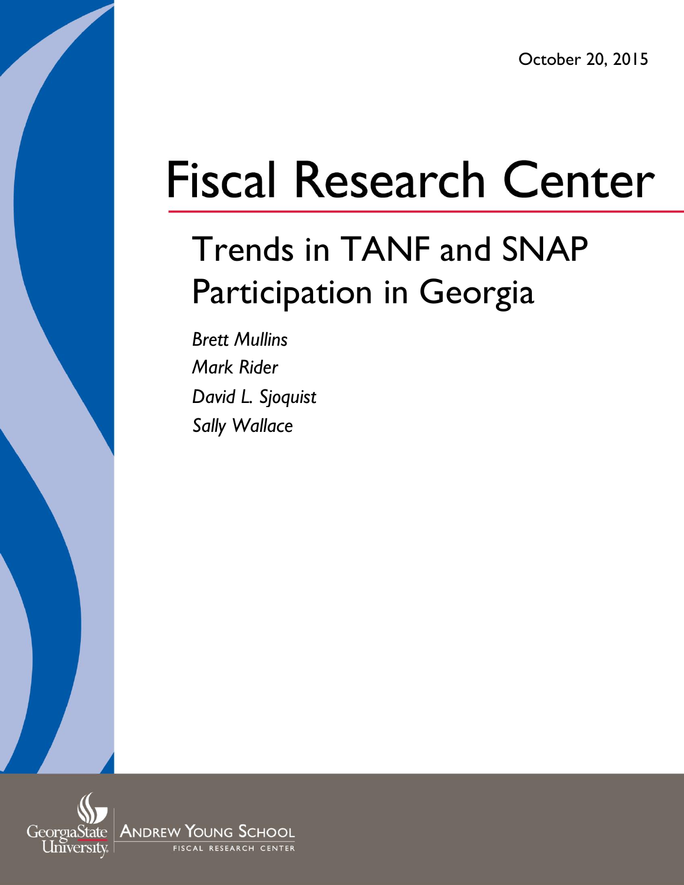October 20, 2015

# Fiscal Research Center

## Trends in TANF and SNAP Participation in Georgia

*Brett Mullins*
*Mark Rider*
*David L. Sjoquist*
*Sally Wallace*

Georgia State University | Andrew Young School
Fiscal Research Center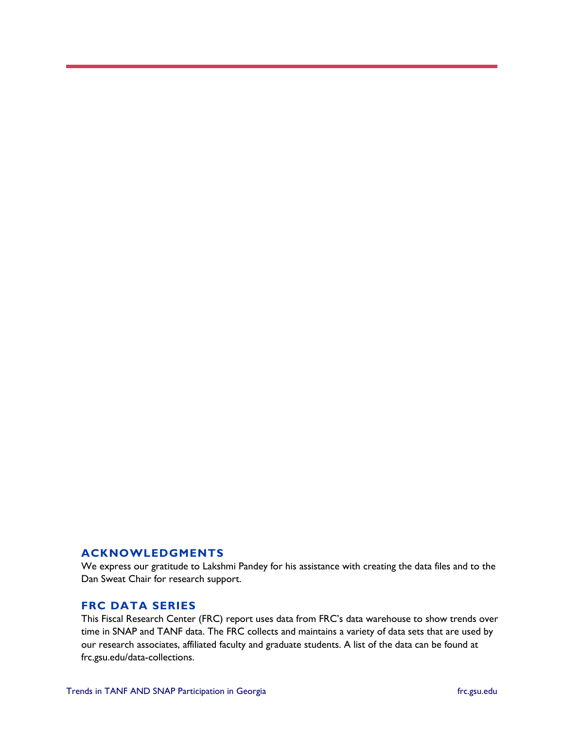## ACKNOWLEDGMENTS

We express our gratitude to Lakshmi Pandey for his assistance with creating the data files and to the Dan Sweat Chair for research support.

## FRC DATA SERIES

This Fiscal Research Center (FRC) report uses data from FRC's data warehouse to show trends over time in SNAP and TANF data. The FRC collects and maintains a variety of data sets that are used by our research associates, affiliated faculty and graduate students. A list of the data can be found at frc.gsu.edu/data-collections.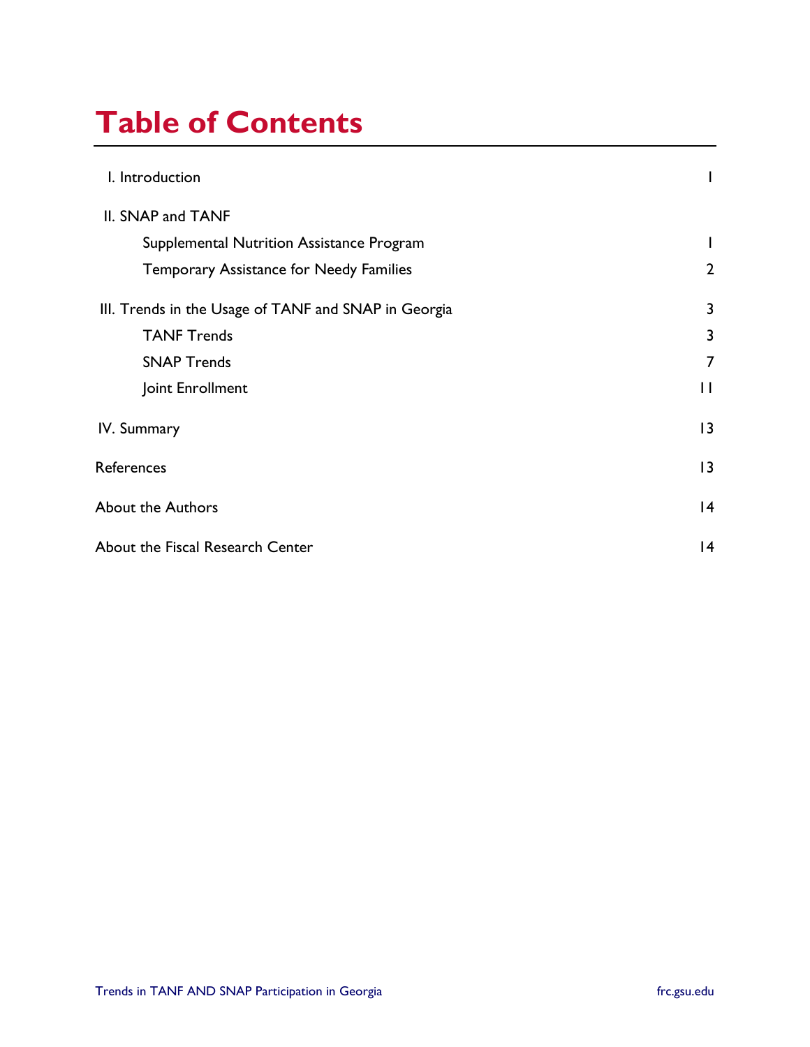# Table of Contents

| | |
|---|---|
| I. Introduction | 1 |
| II. SNAP and TANF | |
| Supplemental Nutrition Assistance Program | 1 |
| Temporary Assistance for Needy Families | 2 |
| III. Trends in the Usage of TANF and SNAP in Georgia | 3 |
| TANF Trends | 3 |
| SNAP Trends | 7 |
| Joint Enrollment | 11 |
| IV. Summary | 13 |
| References | 13 |
| About the Authors | 14 |
| About the Fiscal Research Center | 14 |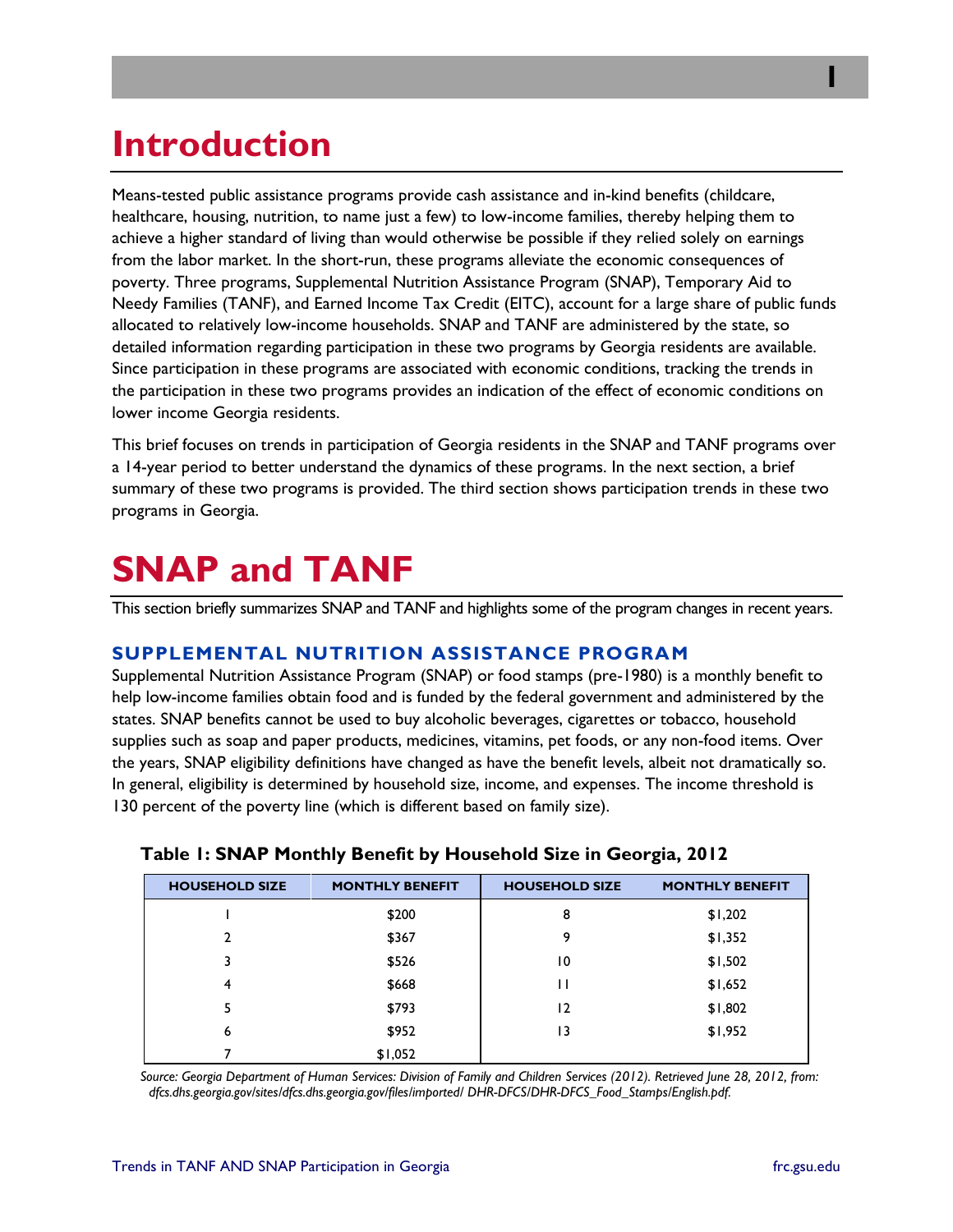# Introduction

Means-tested public assistance programs provide cash assistance and in-kind benefits (childcare, healthcare, housing, nutrition, to name just a few) to low-income families, thereby helping them to achieve a higher standard of living than would otherwise be possible if they relied solely on earnings from the labor market. In the short-run, these programs alleviate the economic consequences of poverty. Three programs, Supplemental Nutrition Assistance Program (SNAP), Temporary Aid to Needy Families (TANF), and Earned Income Tax Credit (EITC), account for a large share of public funds allocated to relatively low-income households. SNAP and TANF are administered by the state, so detailed information regarding participation in these two programs by Georgia residents are available. Since participation in these programs are associated with economic conditions, tracking the trends in the participation in these two programs provides an indication of the effect of economic conditions on lower income Georgia residents.

This brief focuses on trends in participation of Georgia residents in the SNAP and TANF programs over a 14-year period to better understand the dynamics of these programs. In the next section, a brief summary of these two programs is provided. The third section shows participation trends in these two programs in Georgia.

# SNAP and TANF

This section briefly summarizes SNAP and TANF and highlights some of the program changes in recent years.

### SUPPLEMENTAL NUTRITION ASSISTANCE PROGRAM

Supplemental Nutrition Assistance Program (SNAP) or food stamps (pre-1980) is a monthly benefit to help low-income families obtain food and is funded by the federal government and administered by the states. SNAP benefits cannot be used to buy alcoholic beverages, cigarettes or tobacco, household supplies such as soap and paper products, medicines, vitamins, pet foods, or any non-food items. Over the years, SNAP eligibility definitions have changed as have the benefit levels, albeit not dramatically so. In general, eligibility is determined by household size, income, and expenses. The income threshold is 130 percent of the poverty line (which is different based on family size).

**Table 1: SNAP Monthly Benefit by Household Size in Georgia, 2012**

| HOUSEHOLD SIZE | MONTHLY BENEFIT | HOUSEHOLD SIZE | MONTHLY BENEFIT |
|---|---|---|---|
| 1 | $200 | 8 | $1,202 |
| 2 | $367 | 9 | $1,352 |
| 3 | $526 | 10 | $1,502 |
| 4 | $668 | 11 | $1,652 |
| 5 | $793 | 12 | $1,802 |
| 6 | $952 | 13 | $1,952 |
| 7 | $1,052 | | |

*Source: Georgia Department of Human Services: Division of Family and Children Services (2012). Retrieved June 28, 2012, from: dfcs.dhs.georgia.gov/sites/dfcs.dhs.georgia.gov/files/imported/ DHR-DFCS/DHR-DFCS_Food_Stamps/English.pdf.*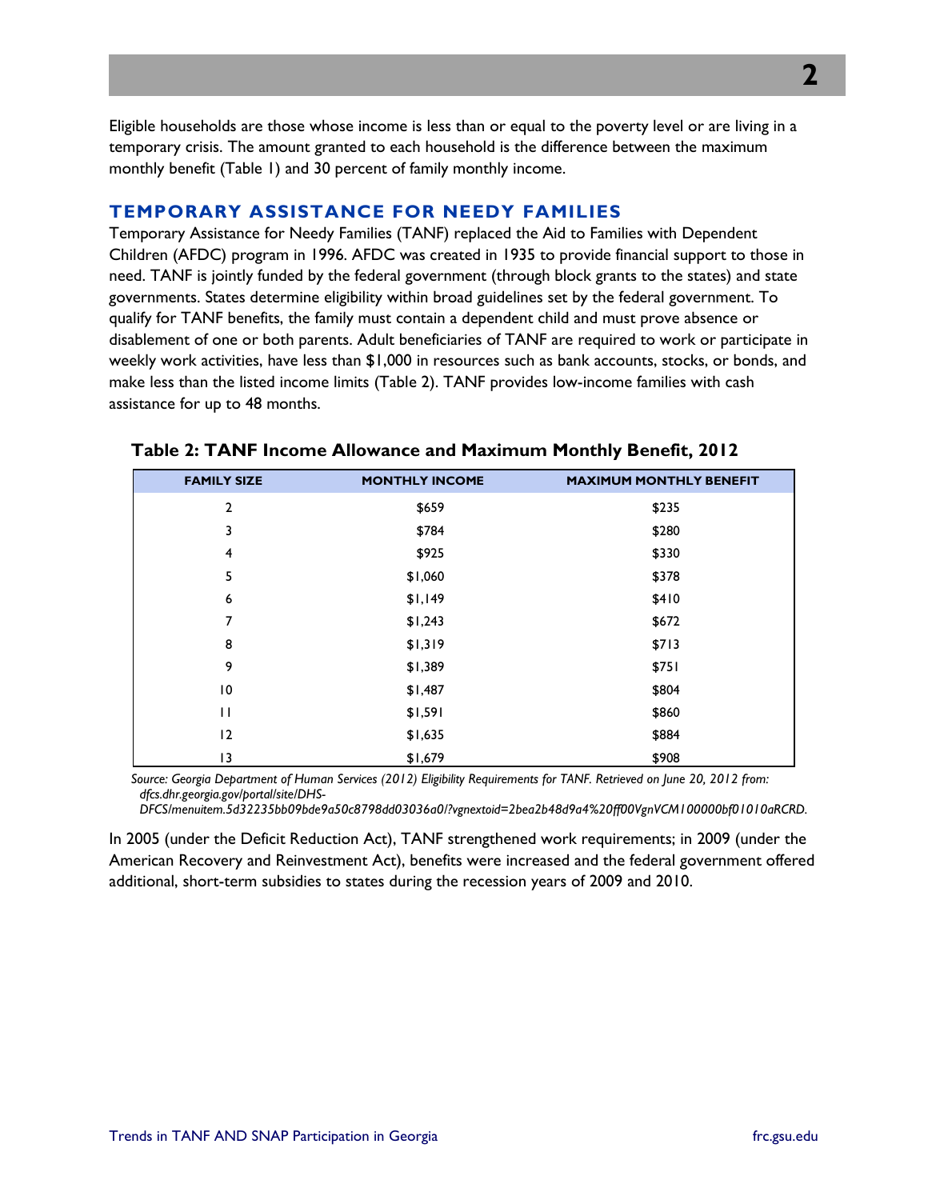Eligible households are those whose income is less than or equal to the poverty level or are living in a temporary crisis. The amount granted to each household is the difference between the maximum monthly benefit (Table 1) and 30 percent of family monthly income.

## TEMPORARY ASSISTANCE FOR NEEDY FAMILIES

Temporary Assistance for Needy Families (TANF) replaced the Aid to Families with Dependent Children (AFDC) program in 1996. AFDC was created in 1935 to provide financial support to those in need. TANF is jointly funded by the federal government (through block grants to the states) and state governments. States determine eligibility within broad guidelines set by the federal government. To qualify for TANF benefits, the family must contain a dependent child and must prove absence or disablement of one or both parents. Adult beneficiaries of TANF are required to work or participate in weekly work activities, have less than $1,000 in resources such as bank accounts, stocks, or bonds, and make less than the listed income limits (Table 2). TANF provides low-income families with cash assistance for up to 48 months.

**Table 2: TANF Income Allowance and Maximum Monthly Benefit, 2012**

| FAMILY SIZE | MONTHLY INCOME | MAXIMUM MONTHLY BENEFIT |
|---|---|---|
| 2 | $659 | $235 |
| 3 | $784 | $280 |
| 4 | $925 | $330 |
| 5 | $1,060 | $378 |
| 6 | $1,149 | $410 |
| 7 | $1,243 | $672 |
| 8 | $1,319 | $713 |
| 9 | $1,389 | $751 |
| 10 | $1,487 | $804 |
| 11 | $1,591 | $860 |
| 12 | $1,635 | $884 |
| 13 | $1,679 | $908 |

*Source: Georgia Department of Human Services (2012) Eligibility Requirements for TANF. Retrieved on June 20, 2012 from: dfcs.dhr.georgia.gov/portal/site/DHS-DFCS/menuitem.5d32235bb09bde9a50c8798dd03036a0/?vgnextoid=2bea2b48d9a4%20ff00VgnVCM100000bf01010aRCRD.*

In 2005 (under the Deficit Reduction Act), TANF strengthened work requirements; in 2009 (under the American Recovery and Reinvestment Act), benefits were increased and the federal government offered additional, short-term subsidies to states during the recession years of 2009 and 2010.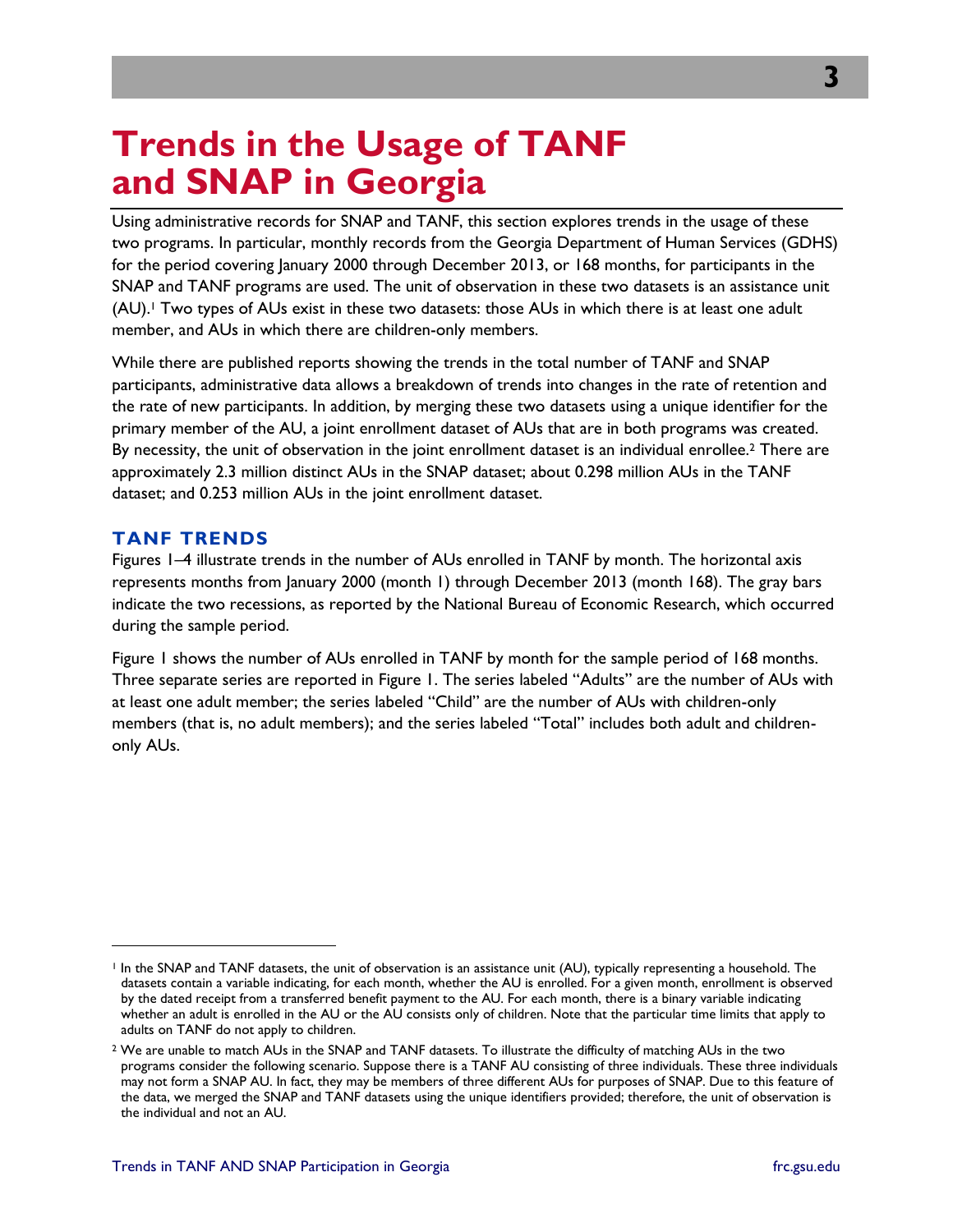# Trends in the Usage of TANF and SNAP in Georgia

Using administrative records for SNAP and TANF, this section explores trends in the usage of these two programs. In particular, monthly records from the Georgia Department of Human Services (GDHS) for the period covering January 2000 through December 2013, or 168 months, for participants in the SNAP and TANF programs are used. The unit of observation in these two datasets is an assistance unit (AU).[1] Two types of AUs exist in these two datasets: those AUs in which there is at least one adult member, and AUs in which there are children-only members.

While there are published reports showing the trends in the total number of TANF and SNAP participants, administrative data allows a breakdown of trends into changes in the rate of retention and the rate of new participants. In addition, by merging these two datasets using a unique identifier for the primary member of the AU, a joint enrollment dataset of AUs that are in both programs was created. By necessity, the unit of observation in the joint enrollment dataset is an individual enrollee.[2] There are approximately 2.3 million distinct AUs in the SNAP dataset; about 0.298 million AUs in the TANF dataset; and 0.253 million AUs in the joint enrollment dataset.

### TANF TRENDS

Figures 1–4 illustrate trends in the number of AUs enrolled in TANF by month. The horizontal axis represents months from January 2000 (month 1) through December 2013 (month 168). The gray bars indicate the two recessions, as reported by the National Bureau of Economic Research, which occurred during the sample period.

Figure 1 shows the number of AUs enrolled in TANF by month for the sample period of 168 months. Three separate series are reported in Figure 1. The series labeled "Adults" are the number of AUs with at least one adult member; the series labeled "Child" are the number of AUs with children-only members (that is, no adult members); and the series labeled "Total" includes both adult and children-only AUs.

---

[1] In the SNAP and TANF datasets, the unit of observation is an assistance unit (AU), typically representing a household. The datasets contain a variable indicating, for each month, whether the AU is enrolled. For a given month, enrollment is observed by the dated receipt from a transferred benefit payment to the AU. For each month, there is a binary variable indicating whether an adult is enrolled in the AU or the AU consists only of children. Note that the particular time limits that apply to adults on TANF do not apply to children.

[2] We are unable to match AUs in the SNAP and TANF datasets. To illustrate the difficulty of matching AUs in the two programs consider the following scenario. Suppose there is a TANF AU consisting of three individuals. These three individuals may not form a SNAP AU. In fact, they may be members of three different AUs for purposes of SNAP. Due to this feature of the data, we merged the SNAP and TANF datasets using the unique identifiers provided; therefore, the unit of observation is the individual and not an AU.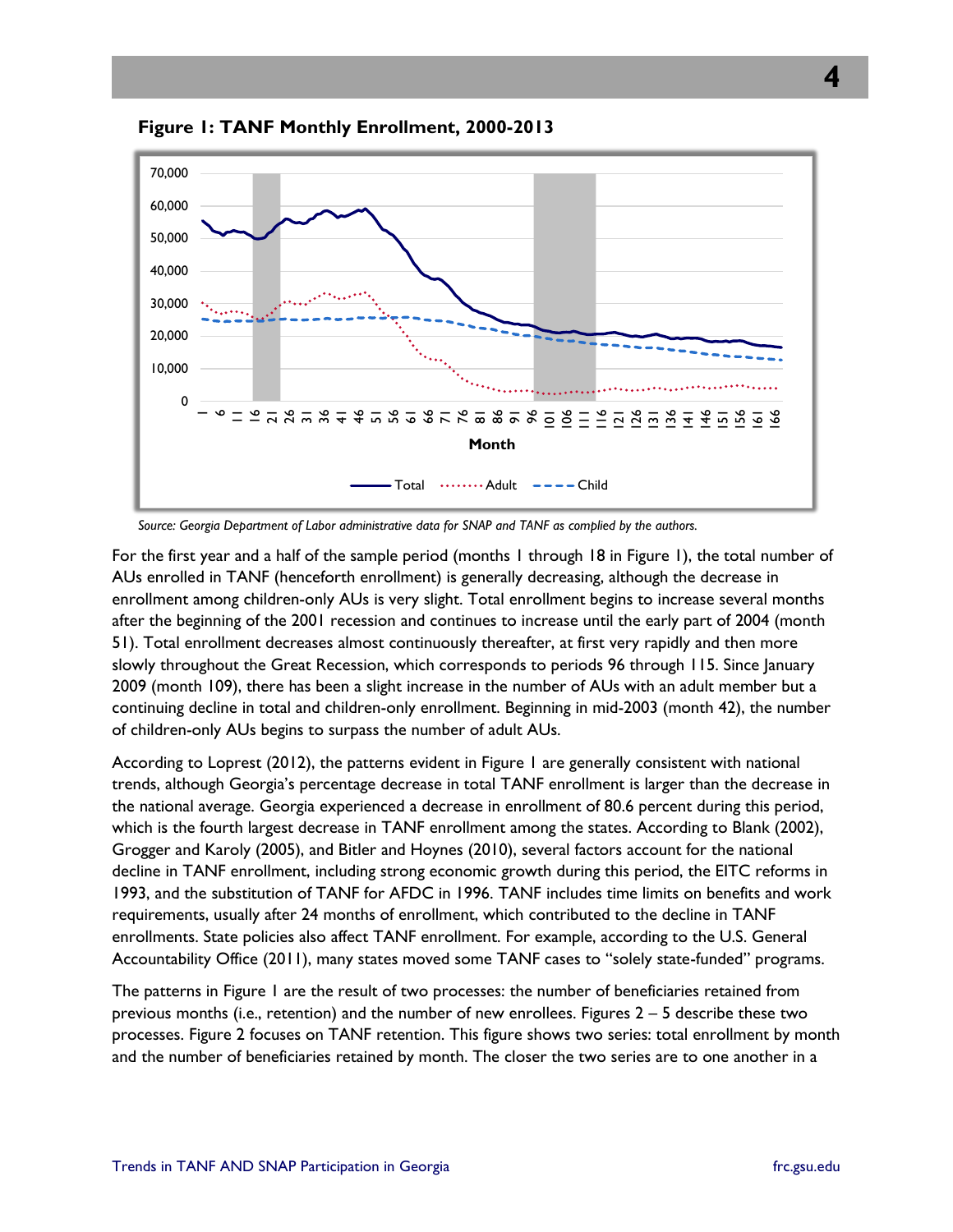**Figure 1: TANF Monthly Enrollment, 2000-2013**

70,000
60,000
50,000
40,000
30,000
20,000
10,000
0

1 6 11 16 21 26 31 36 41 46 51 56 61 66 71 76 81 86 91 96 101 106 111 116 121 126 131 136 141 146 151 156 161 166

Month

Total Adult Child

*Source: Georgia Department of Labor administrative data for SNAP and TANF as complied by the authors.*

For the first year and a half of the sample period (months 1 through 18 in Figure 1), the total number of AUs enrolled in TANF (henceforth enrollment) is generally decreasing, although the decrease in enrollment among children-only AUs is very slight. Total enrollment begins to increase several months after the beginning of the 2001 recession and continues to increase until the early part of 2004 (month 51). Total enrollment decreases almost continuously thereafter, at first very rapidly and then more slowly throughout the Great Recession, which corresponds to periods 96 through 115. Since January 2009 (month 109), there has been a slight increase in the number of AUs with an adult member but a continuing decline in total and children-only enrollment. Beginning in mid-2003 (month 42), the number of children-only AUs begins to surpass the number of adult AUs.

According to Loprest (2012), the patterns evident in Figure 1 are generally consistent with national trends, although Georgia's percentage decrease in total TANF enrollment is larger than the decrease in the national average. Georgia experienced a decrease in enrollment of 80.6 percent during this period, which is the fourth largest decrease in TANF enrollment among the states. According to Blank (2002), Grogger and Karoly (2005), and Bitler and Hoynes (2010), several factors account for the national decline in TANF enrollment, including strong economic growth during this period, the EITC reforms in 1993, and the substitution of TANF for AFDC in 1996. TANF includes time limits on benefits and work requirements, usually after 24 months of enrollment, which contributed to the decline in TANF enrollments. State policies also affect TANF enrollment. For example, according to the U.S. General Accountability Office (2011), many states moved some TANF cases to "solely state-funded" programs.

The patterns in Figure 1 are the result of two processes: the number of beneficiaries retained from previous months (i.e., retention) and the number of new enrollees. Figures 2 – 5 describe these two processes. Figure 2 focuses on TANF retention. This figure shows two series: total enrollment by month and the number of beneficiaries retained by month. The closer the two series are to one another in a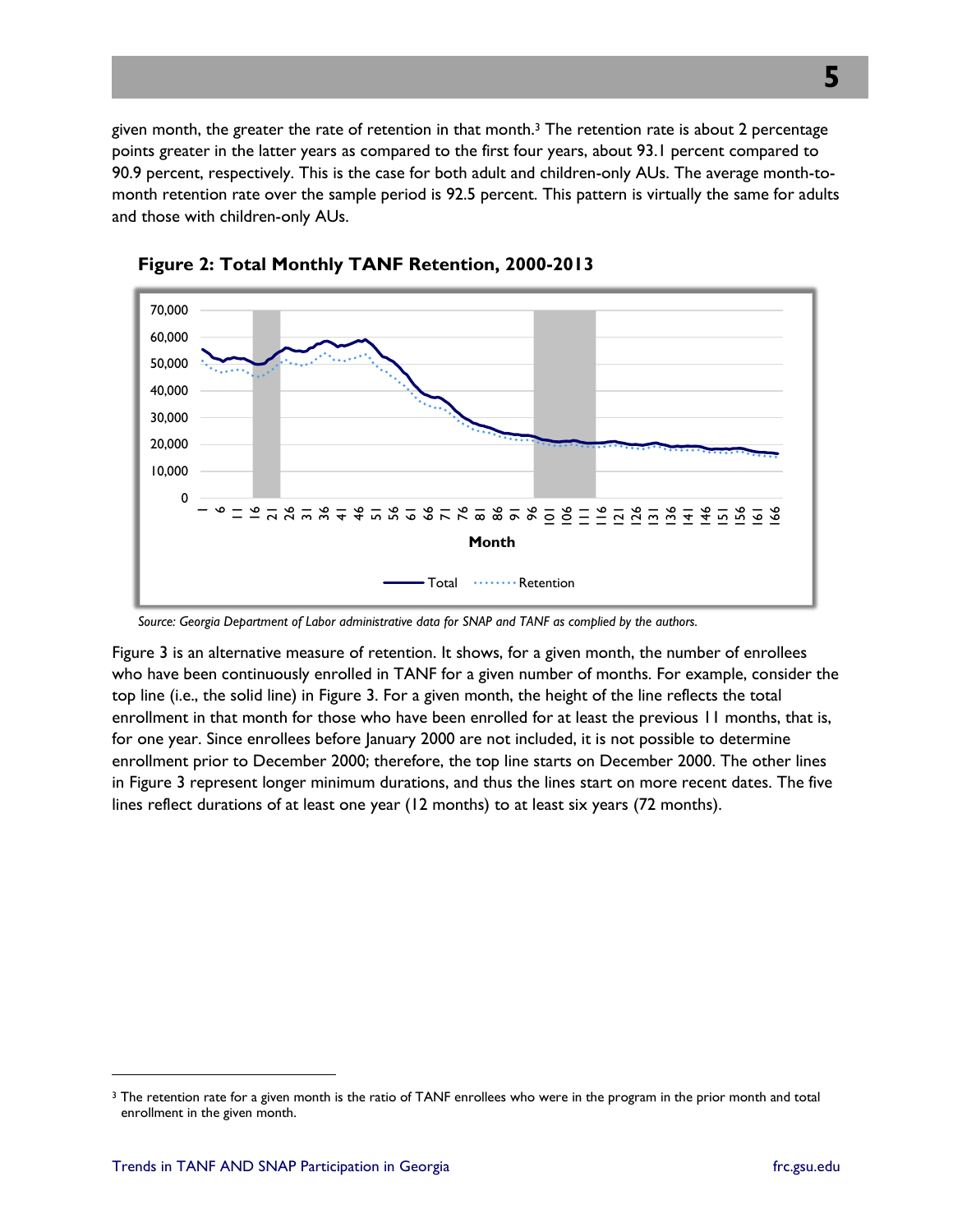given month, the greater the rate of retention in that month.[3] The retention rate is about 2 percentage points greater in the latter years as compared to the first four years, about 93.1 percent compared to 90.9 percent, respectively. This is the case for both adult and children-only AUs. The average month-to-month retention rate over the sample period is 92.5 percent. This pattern is virtually the same for adults and those with children-only AUs.

**Figure 2: Total Monthly TANF Retention, 2000-2013**

70,000
60,000
50,000
40,000
30,000
20,000
10,000
0

1 6 11 16 21 26 31 36 41 46 51 56 61 66 71 76 81 86 91 96 101 106 111 116 121 126 131 136 141 146 151 156 161 166

Month

Total
Retention

*Source: Georgia Department of Labor administrative data for SNAP and TANF as complied by the authors.*

Figure 3 is an alternative measure of retention. It shows, for a given month, the number of enrollees who have been continuously enrolled in TANF for a given number of months. For example, consider the top line (i.e., the solid line) in Figure 3. For a given month, the height of the line reflects the total enrollment in that month for those who have been enrolled for at least the previous 11 months, that is, for one year. Since enrollees before January 2000 are not included, it is not possible to determine enrollment prior to December 2000; therefore, the top line starts on December 2000. The other lines in Figure 3 represent longer minimum durations, and thus the lines start on more recent dates. The five lines reflect durations of at least one year (12 months) to at least six years (72 months).

[3] The retention rate for a given month is the ratio of TANF enrollees who were in the program in the prior month and total enrollment in the given month.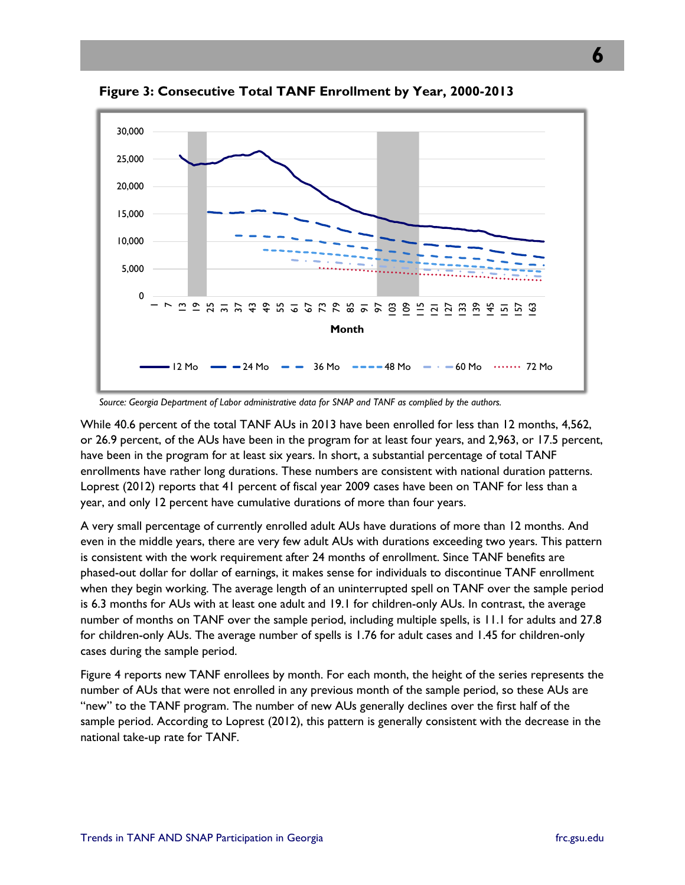**Figure 3: Consecutive Total TANF Enrollment by Year, 2000-2013**

30,000
25,000
20,000
15,000
10,000
5,000
0

1 7 13 19 25 31 37 43 49 55 61 67 73 79 85 91 97 103 109 115 121 127 133 139 145 151 157 163

Month

12 Mo
24 Mo
36 Mo
48 Mo
60 Mo
72 Mo

*Source: Georgia Department of Labor administrative data for SNAP and TANF as complied by the authors.*

While 40.6 percent of the total TANF AUs in 2013 have been enrolled for less than 12 months, 4,562, or 26.9 percent, of the AUs have been in the program for at least four years, and 2,963, or 17.5 percent, have been in the program for at least six years. In short, a substantial percentage of total TANF enrollments have rather long durations. These numbers are consistent with national duration patterns. Loprest (2012) reports that 41 percent of fiscal year 2009 cases have been on TANF for less than a year, and only 12 percent have cumulative durations of more than four years.

A very small percentage of currently enrolled adult AUs have durations of more than 12 months. And even in the middle years, there are very few adult AUs with durations exceeding two years. This pattern is consistent with the work requirement after 24 months of enrollment. Since TANF benefits are phased-out dollar for dollar of earnings, it makes sense for individuals to discontinue TANF enrollment when they begin working. The average length of an uninterrupted spell on TANF over the sample period is 6.3 months for AUs with at least one adult and 19.1 for children-only AUs. In contrast, the average number of months on TANF over the sample period, including multiple spells, is 11.1 for adults and 27.8 for children-only AUs. The average number of spells is 1.76 for adult cases and 1.45 for children-only cases during the sample period.

Figure 4 reports new TANF enrollees by month. For each month, the height of the series represents the number of AUs that were not enrolled in any previous month of the sample period, so these AUs are "new" to the TANF program. The number of new AUs generally declines over the first half of the sample period. According to Loprest (2012), this pattern is generally consistent with the decrease in the national take-up rate for TANF.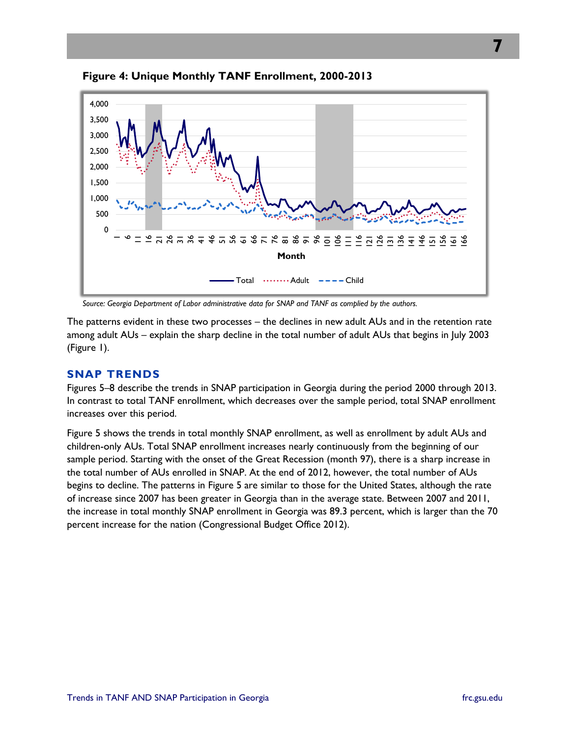**Figure 4: Unique Monthly TANF Enrollment, 2000-2013**

4,000
3,500
3,000
2,500
2,000
1,500
1,000
500
0

1 6 11 16 21 26 31 36 41 46 51 56 61 66 71 76 81 86 91 96 101 106 111 116 121 126 131 136 141 146 151 156 161 166

Month

Total Adult Child

*Source: Georgia Department of Labor administrative data for SNAP and TANF as complied by the authors.*

The patterns evident in these two processes – the declines in new adult AUs and in the retention rate among adult AUs – explain the sharp decline in the total number of adult AUs that begins in July 2003 (Figure 1).

## SNAP TRENDS

Figures 5–8 describe the trends in SNAP participation in Georgia during the period 2000 through 2013. In contrast to total TANF enrollment, which decreases over the sample period, total SNAP enrollment increases over this period.

Figure 5 shows the trends in total monthly SNAP enrollment, as well as enrollment by adult AUs and children-only AUs. Total SNAP enrollment increases nearly continuously from the beginning of our sample period. Starting with the onset of the Great Recession (month 97), there is a sharp increase in the total number of AUs enrolled in SNAP. At the end of 2012, however, the total number of AUs begins to decline. The patterns in Figure 5 are similar to those for the United States, although the rate of increase since 2007 has been greater in Georgia than in the average state. Between 2007 and 2011, the increase in total monthly SNAP enrollment in Georgia was 89.3 percent, which is larger than the 70 percent increase for the nation (Congressional Budget Office 2012).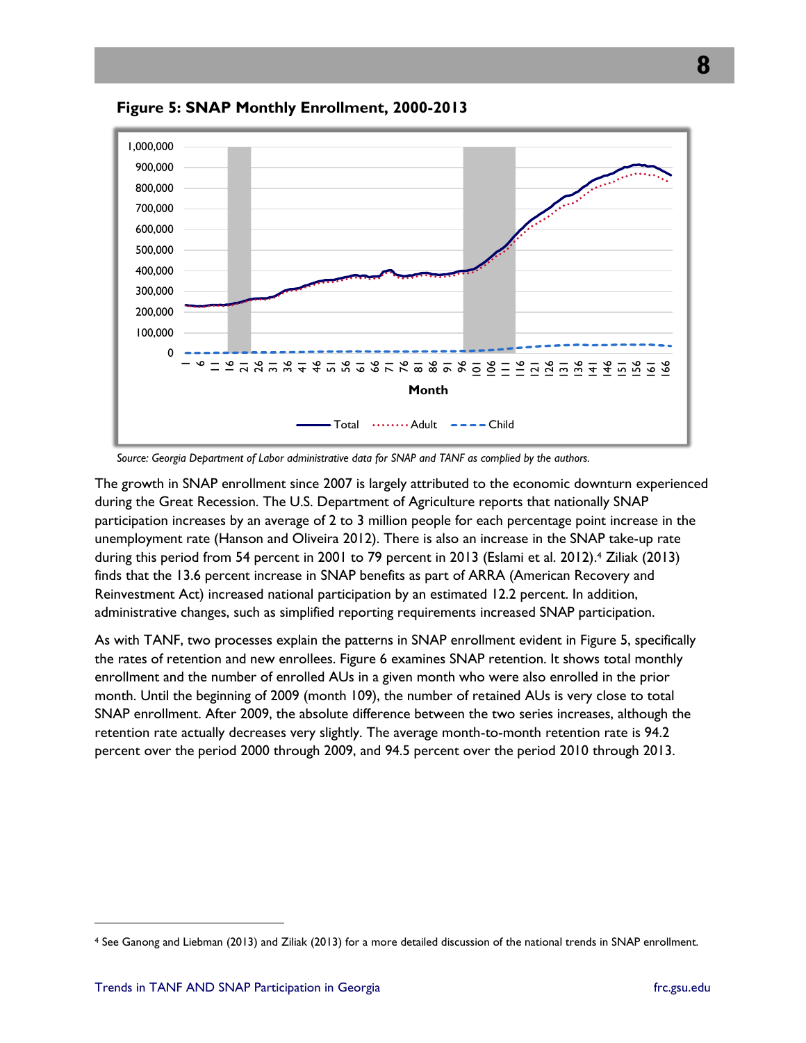**Figure 5: SNAP Monthly Enrollment, 2000-2013**

1,000,000
900,000
800,000
700,000
600,000
500,000
400,000
300,000
200,000
100,000
0

1 6 11 16 21 26 31 36 41 46 51 56 61 66 71 76 81 86 91 96 101 106 111 116 121 126 131 136 141 146 151 156 161 166

Month

Total Adult Child

*Source: Georgia Department of Labor administrative data for SNAP and TANF as complied by the authors.*

The growth in SNAP enrollment since 2007 is largely attributed to the economic downturn experienced during the Great Recession. The U.S. Department of Agriculture reports that nationally SNAP participation increases by an average of 2 to 3 million people for each percentage point increase in the unemployment rate (Hanson and Oliveira 2012). There is also an increase in the SNAP take-up rate during this period from 54 percent in 2001 to 79 percent in 2013 (Eslami et al. 2012).[4] Ziliak (2013) finds that the 13.6 percent increase in SNAP benefits as part of ARRA (American Recovery and Reinvestment Act) increased national participation by an estimated 12.2 percent. In addition, administrative changes, such as simplified reporting requirements increased SNAP participation.

As with TANF, two processes explain the patterns in SNAP enrollment evident in Figure 5, specifically the rates of retention and new enrollees. Figure 6 examines SNAP retention. It shows total monthly enrollment and the number of enrolled AUs in a given month who were also enrolled in the prior month. Until the beginning of 2009 (month 109), the number of retained AUs is very close to total SNAP enrollment. After 2009, the absolute difference between the two series increases, although the retention rate actually decreases very slightly. The average month-to-month retention rate is 94.2 percent over the period 2000 through 2009, and 94.5 percent over the period 2010 through 2013.

[4] See Ganong and Liebman (2013) and Ziliak (2013) for a more detailed discussion of the national trends in SNAP enrollment.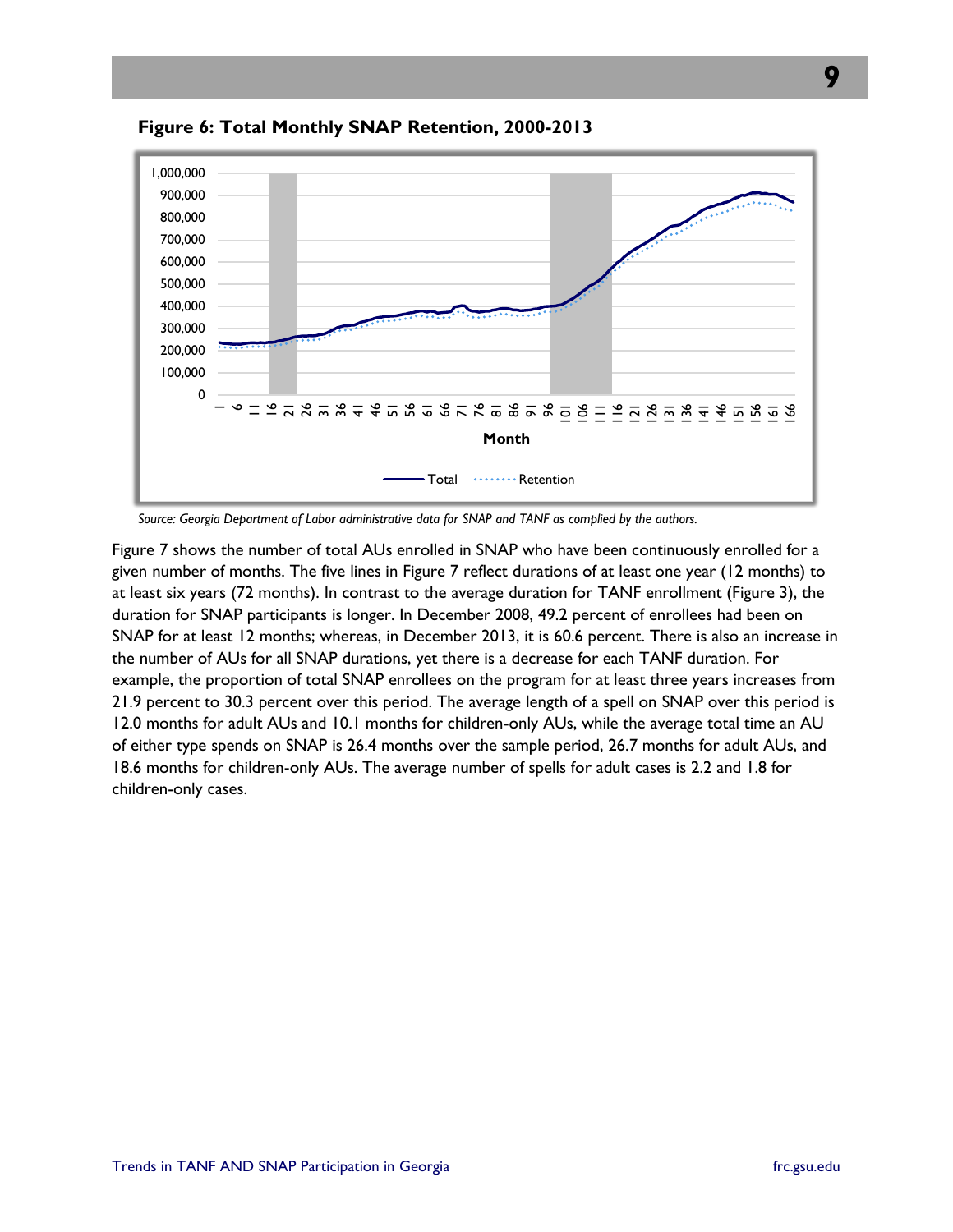**Figure 6: Total Monthly SNAP Retention, 2000-2013**

*Source: Georgia Department of Labor administrative data for SNAP and TANF as complied by the authors.*

Figure 7 shows the number of total AUs enrolled in SNAP who have been continuously enrolled for a given number of months. The five lines in Figure 7 reflect durations of at least one year (12 months) to at least six years (72 months). In contrast to the average duration for TANF enrollment (Figure 3), the duration for SNAP participants is longer. In December 2008, 49.2 percent of enrollees had been on SNAP for at least 12 months; whereas, in December 2013, it is 60.6 percent. There is also an increase in the number of AUs for all SNAP durations, yet there is a decrease for each TANF duration. For example, the proportion of total SNAP enrollees on the program for at least three years increases from 21.9 percent to 30.3 percent over this period. The average length of a spell on SNAP over this period is 12.0 months for adult AUs and 10.1 months for children-only AUs, while the average total time an AU of either type spends on SNAP is 26.4 months over the sample period, 26.7 months for adult AUs, and 18.6 months for children-only AUs. The average number of spells for adult cases is 2.2 and 1.8 for children-only cases.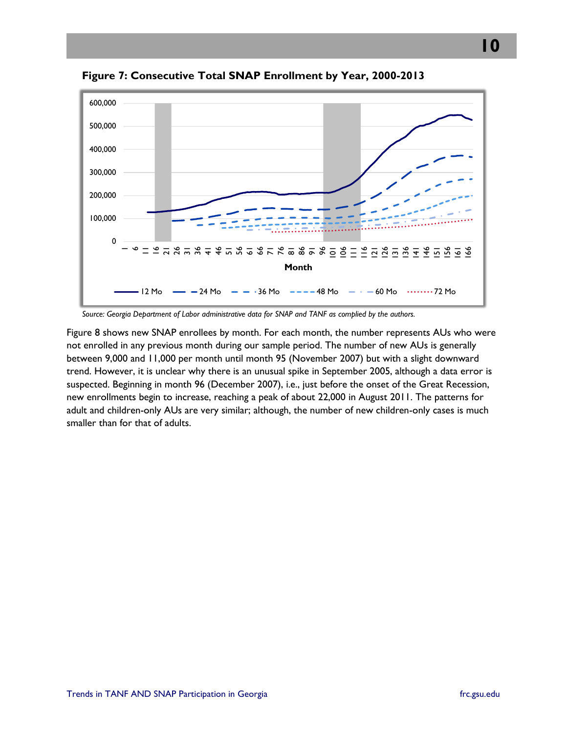**Figure 7: Consecutive Total SNAP Enrollment by Year, 2000-2013**

600,000
500,000
400,000
300,000
200,000
100,000
0

1 6 11 16 21 26 31 36 41 46 51 56 61 66 71 76 81 86 91 96 101 106 111 116 121 126 131 136 141 146 151 156 161 166

Month

12 Mo, 24 Mo, 36 Mo, 48 Mo, 60 Mo, 72 Mo

*Source: Georgia Department of Labor administrative data for SNAP and TANF as complied by the authors.*

Figure 8 shows new SNAP enrollees by month. For each month, the number represents AUs who were not enrolled in any previous month during our sample period. The number of new AUs is generally between 9,000 and 11,000 per month until month 95 (November 2007) but with a slight downward trend. However, it is unclear why there is an unusual spike in September 2005, although a data error is suspected. Beginning in month 96 (December 2007), i.e., just before the onset of the Great Recession, new enrollments begin to increase, reaching a peak of about 22,000 in August 2011. The patterns for adult and children-only AUs are very similar; although, the number of new children-only cases is much smaller than for that of adults.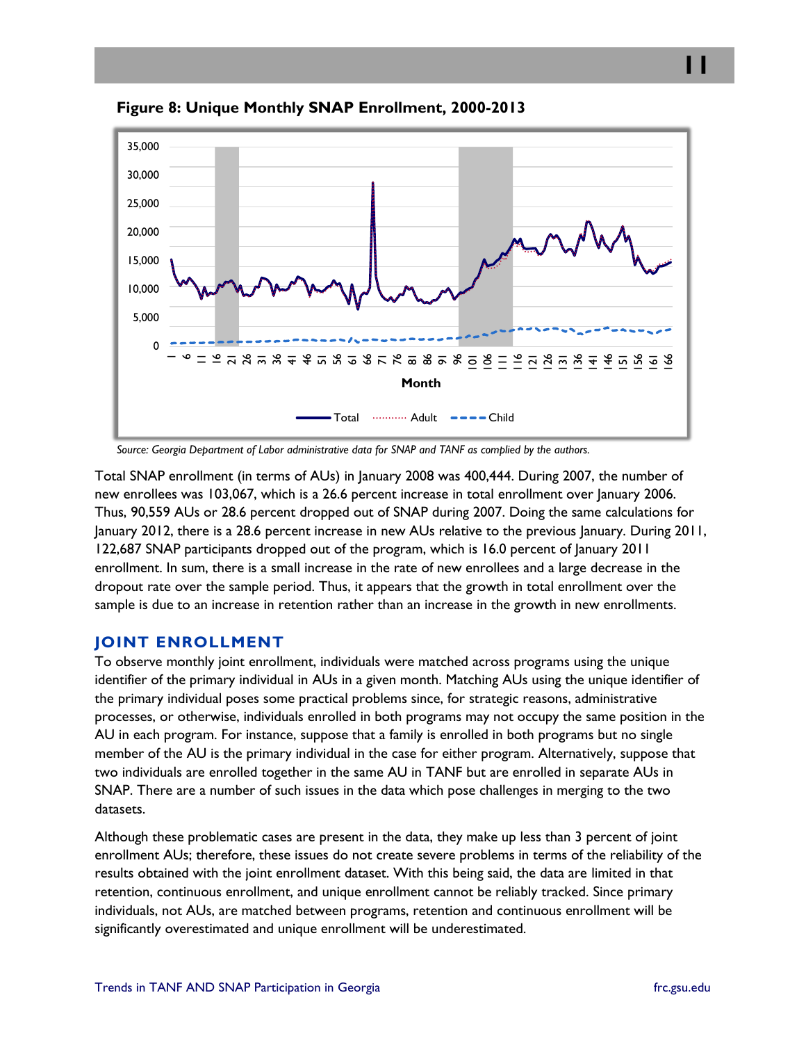**Figure 8: Unique Monthly SNAP Enrollment, 2000-2013**

35,000
30,000
25,000
20,000
15,000
10,000
5,000
0

1 6 11 16 21 26 31 36 41 46 51 56 61 66 71 76 81 86 91 96 101 106 111 116 121 126 131 136 141 146 151 156 161 166

Month

Total Adult Child

*Source: Georgia Department of Labor administrative data for SNAP and TANF as complied by the authors.*

Total SNAP enrollment (in terms of AUs) in January 2008 was 400,444. During 2007, the number of new enrollees was 103,067, which is a 26.6 percent increase in total enrollment over January 2006. Thus, 90,559 AUs or 28.6 percent dropped out of SNAP during 2007. Doing the same calculations for January 2012, there is a 28.6 percent increase in new AUs relative to the previous January. During 2011, 122,687 SNAP participants dropped out of the program, which is 16.0 percent of January 2011 enrollment. In sum, there is a small increase in the rate of new enrollees and a large decrease in the dropout rate over the sample period. Thus, it appears that the growth in total enrollment over the sample is due to an increase in retention rather than an increase in the growth in new enrollments.

## JOINT ENROLLMENT

To observe monthly joint enrollment, individuals were matched across programs using the unique identifier of the primary individual in AUs in a given month. Matching AUs using the unique identifier of the primary individual poses some practical problems since, for strategic reasons, administrative processes, or otherwise, individuals enrolled in both programs may not occupy the same position in the AU in each program. For instance, suppose that a family is enrolled in both programs but no single member of the AU is the primary individual in the case for either program. Alternatively, suppose that two individuals are enrolled together in the same AU in TANF but are enrolled in separate AUs in SNAP. There are a number of such issues in the data which pose challenges in merging to the two datasets.

Although these problematic cases are present in the data, they make up less than 3 percent of joint enrollment AUs; therefore, these issues do not create severe problems in terms of the reliability of the results obtained with the joint enrollment dataset. With this being said, the data are limited in that retention, continuous enrollment, and unique enrollment cannot be reliably tracked. Since primary individuals, not AUs, are matched between programs, retention and continuous enrollment will be significantly overestimated and unique enrollment will be underestimated.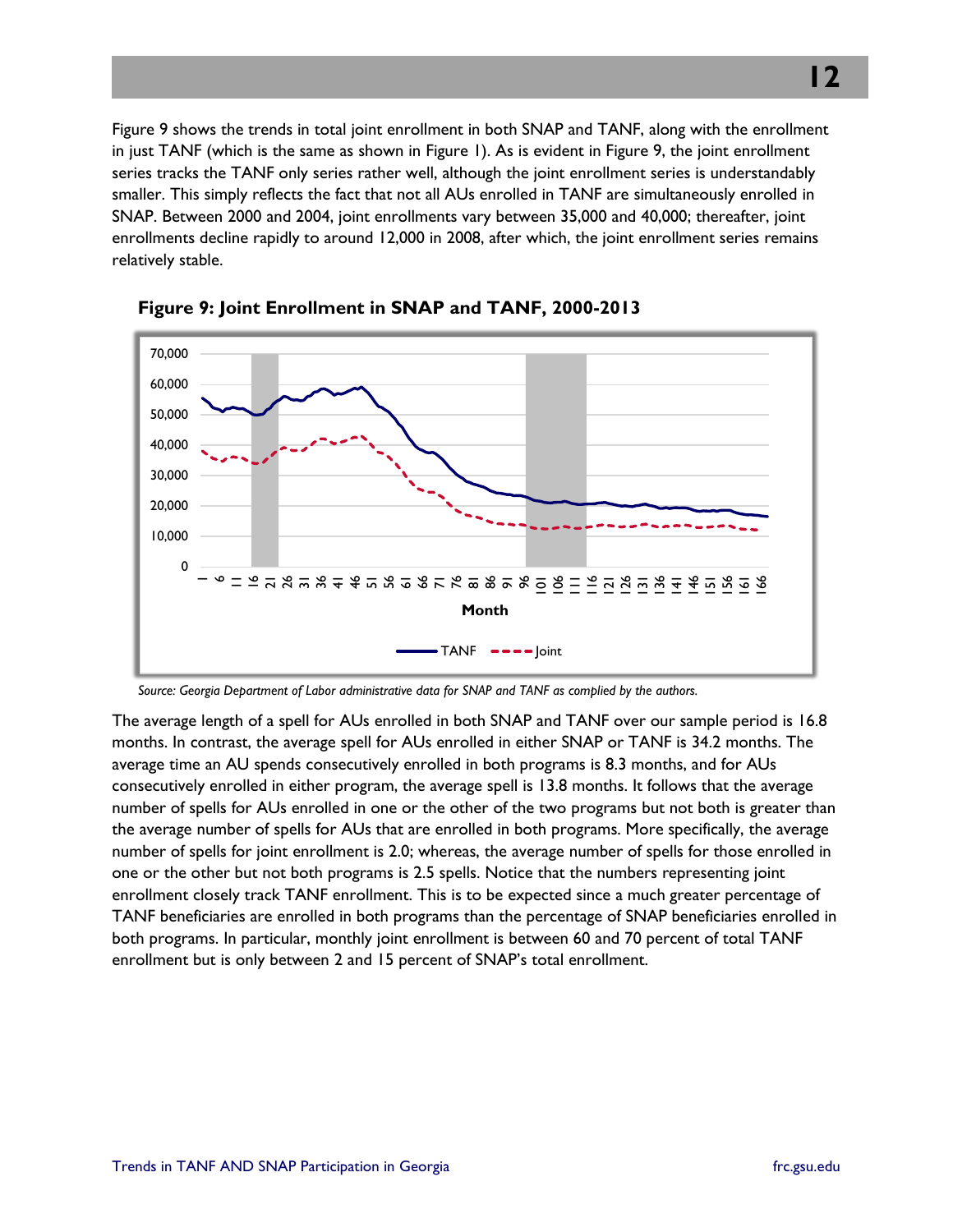Figure 9 shows the trends in total joint enrollment in both SNAP and TANF, along with the enrollment in just TANF (which is the same as shown in Figure 1). As is evident in Figure 9, the joint enrollment series tracks the TANF only series rather well, although the joint enrollment series is understandably smaller. This simply reflects the fact that not all AUs enrolled in TANF are simultaneously enrolled in SNAP. Between 2000 and 2004, joint enrollments vary between 35,000 and 40,000; thereafter, joint enrollments decline rapidly to around 12,000 in 2008, after which, the joint enrollment series remains relatively stable.

**Figure 9: Joint Enrollment in SNAP and TANF, 2000-2013**

70,000
60,000
50,000
40,000
30,000
20,000
10,000
0

1 6 11 16 21 26 31 36 41 46 51 56 61 66 71 76 81 86 91 96 101 106 111 116 121 126 131 136 141 146 151 156 161 166

Month

TANF
Joint

*Source: Georgia Department of Labor administrative data for SNAP and TANF as complied by the authors.*

The average length of a spell for AUs enrolled in both SNAP and TANF over our sample period is 16.8 months. In contrast, the average spell for AUs enrolled in either SNAP or TANF is 34.2 months. The average time an AU spends consecutively enrolled in both programs is 8.3 months, and for AUs consecutively enrolled in either program, the average spell is 13.8 months. It follows that the average number of spells for AUs enrolled in one or the other of the two programs but not both is greater than the average number of spells for AUs that are enrolled in both programs. More specifically, the average number of spells for joint enrollment is 2.0; whereas, the average number of spells for those enrolled in one or the other but not both programs is 2.5 spells. Notice that the numbers representing joint enrollment closely track TANF enrollment. This is to be expected since a much greater percentage of TANF beneficiaries are enrolled in both programs than the percentage of SNAP beneficiaries enrolled in both programs. In particular, monthly joint enrollment is between 60 and 70 percent of total TANF enrollment but is only between 2 and 15 percent of SNAP's total enrollment.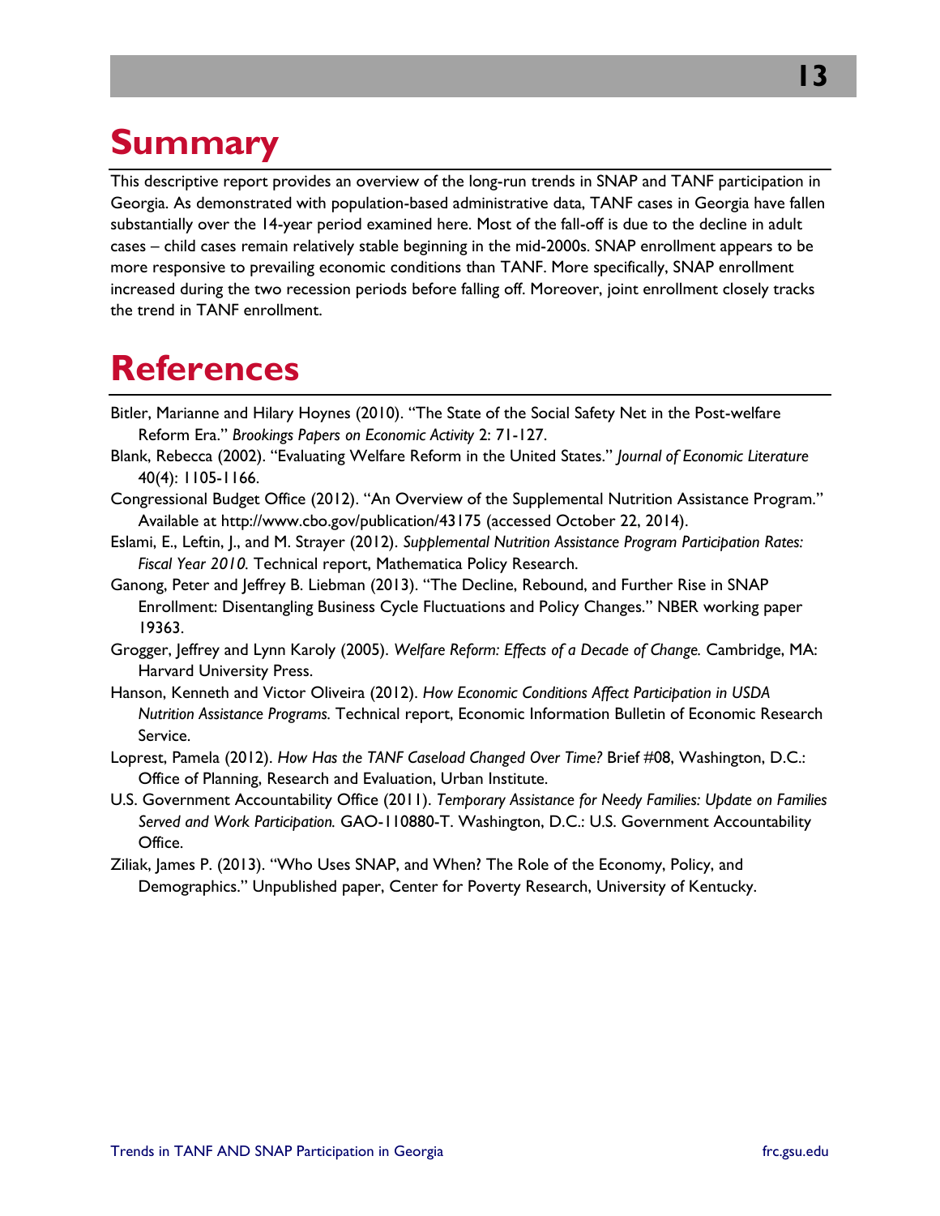# Summary

This descriptive report provides an overview of the long-run trends in SNAP and TANF participation in Georgia. As demonstrated with population-based administrative data, TANF cases in Georgia have fallen substantially over the 14-year period examined here. Most of the fall-off is due to the decline in adult cases – child cases remain relatively stable beginning in the mid-2000s. SNAP enrollment appears to be more responsive to prevailing economic conditions than TANF. More specifically, SNAP enrollment increased during the two recession periods before falling off. Moreover, joint enrollment closely tracks the trend in TANF enrollment.

# References

Bitler, Marianne and Hilary Hoynes (2010). "The State of the Social Safety Net in the Post-welfare Reform Era." *Brookings Papers on Economic Activity* 2: 71-127.

Blank, Rebecca (2002). "Evaluating Welfare Reform in the United States." *Journal of Economic Literature* 40(4): 1105-1166.

Congressional Budget Office (2012). "An Overview of the Supplemental Nutrition Assistance Program." Available at http://www.cbo.gov/publication/43175 (accessed October 22, 2014).

Eslami, E., Leftin, J., and M. Strayer (2012). *Supplemental Nutrition Assistance Program Participation Rates: Fiscal Year 2010.* Technical report, Mathematica Policy Research.

Ganong, Peter and Jeffrey B. Liebman (2013). "The Decline, Rebound, and Further Rise in SNAP Enrollment: Disentangling Business Cycle Fluctuations and Policy Changes." NBER working paper 19363.

Grogger, Jeffrey and Lynn Karoly (2005). *Welfare Reform: Effects of a Decade of Change.* Cambridge, MA: Harvard University Press.

Hanson, Kenneth and Victor Oliveira (2012). *How Economic Conditions Affect Participation in USDA Nutrition Assistance Programs.* Technical report, Economic Information Bulletin of Economic Research Service.

Loprest, Pamela (2012). *How Has the TANF Caseload Changed Over Time?* Brief #08, Washington, D.C.: Office of Planning, Research and Evaluation, Urban Institute.

U.S. Government Accountability Office (2011). *Temporary Assistance for Needy Families: Update on Families Served and Work Participation.* GAO-110880-T. Washington, D.C.: U.S. Government Accountability Office.

Ziliak, James P. (2013). "Who Uses SNAP, and When? The Role of the Economy, Policy, and Demographics." Unpublished paper, Center for Poverty Research, University of Kentucky.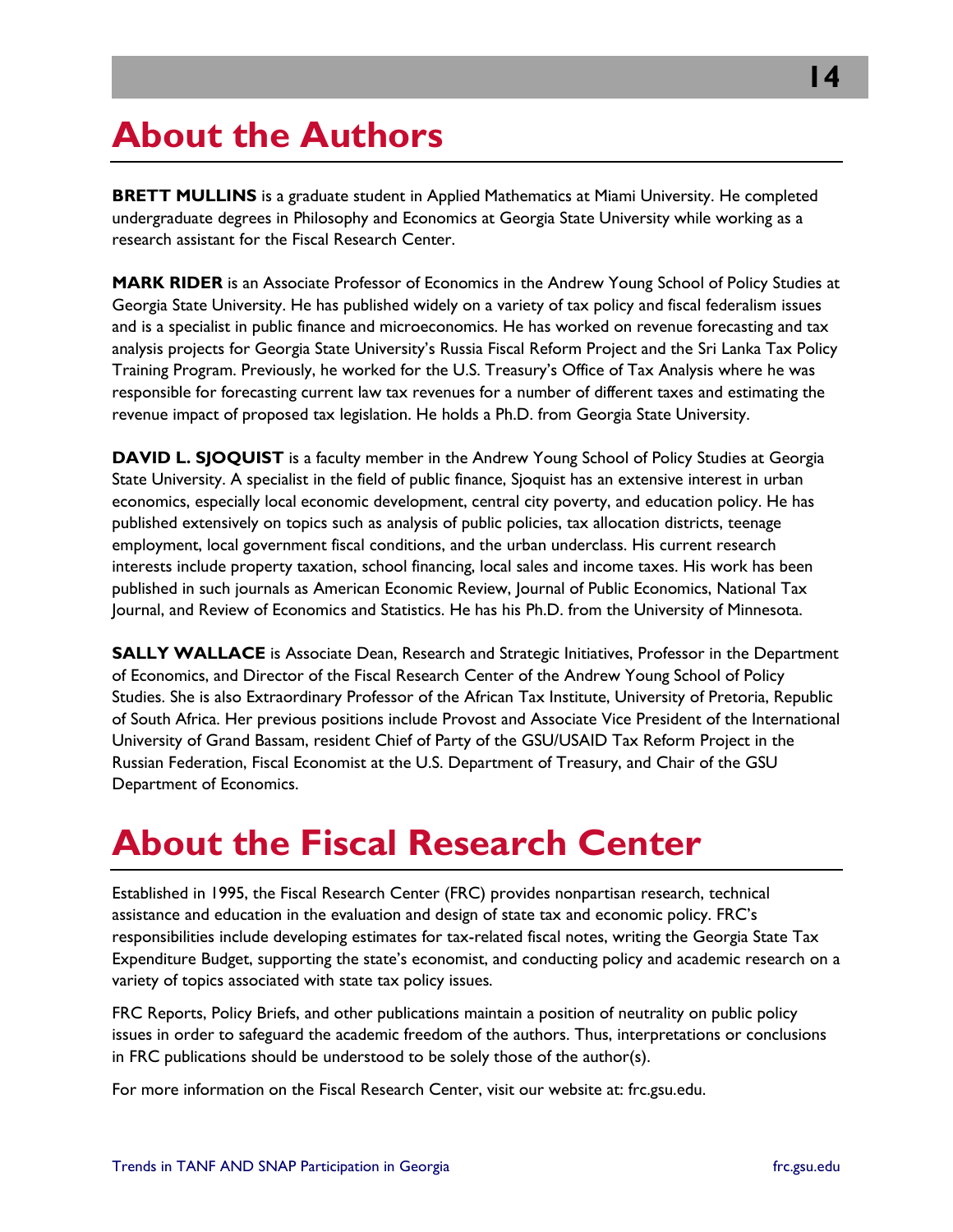# About the Authors

**BRETT MULLINS** is a graduate student in Applied Mathematics at Miami University. He completed undergraduate degrees in Philosophy and Economics at Georgia State University while working as a research assistant for the Fiscal Research Center.

**MARK RIDER** is an Associate Professor of Economics in the Andrew Young School of Policy Studies at Georgia State University. He has published widely on a variety of tax policy and fiscal federalism issues and is a specialist in public finance and microeconomics. He has worked on revenue forecasting and tax analysis projects for Georgia State University's Russia Fiscal Reform Project and the Sri Lanka Tax Policy Training Program. Previously, he worked for the U.S. Treasury's Office of Tax Analysis where he was responsible for forecasting current law tax revenues for a number of different taxes and estimating the revenue impact of proposed tax legislation. He holds a Ph.D. from Georgia State University.

**DAVID L. SJOQUIST** is a faculty member in the Andrew Young School of Policy Studies at Georgia State University. A specialist in the field of public finance, Sjoquist has an extensive interest in urban economics, especially local economic development, central city poverty, and education policy. He has published extensively on topics such as analysis of public policies, tax allocation districts, teenage employment, local government fiscal conditions, and the urban underclass. His current research interests include property taxation, school financing, local sales and income taxes. His work has been published in such journals as American Economic Review, Journal of Public Economics, National Tax Journal, and Review of Economics and Statistics. He has his Ph.D. from the University of Minnesota.

**SALLY WALLACE** is Associate Dean, Research and Strategic Initiatives, Professor in the Department of Economics, and Director of the Fiscal Research Center of the Andrew Young School of Policy Studies. She is also Extraordinary Professor of the African Tax Institute, University of Pretoria, Republic of South Africa. Her previous positions include Provost and Associate Vice President of the International University of Grand Bassam, resident Chief of Party of the GSU/USAID Tax Reform Project in the Russian Federation, Fiscal Economist at the U.S. Department of Treasury, and Chair of the GSU Department of Economics.

# About the Fiscal Research Center

Established in 1995, the Fiscal Research Center (FRC) provides nonpartisan research, technical assistance and education in the evaluation and design of state tax and economic policy. FRC's responsibilities include developing estimates for tax-related fiscal notes, writing the Georgia State Tax Expenditure Budget, supporting the state's economist, and conducting policy and academic research on a variety of topics associated with state tax policy issues.

FRC Reports, Policy Briefs, and other publications maintain a position of neutrality on public policy issues in order to safeguard the academic freedom of the authors. Thus, interpretations or conclusions in FRC publications should be understood to be solely those of the author(s).

For more information on the Fiscal Research Center, visit our website at: frc.gsu.edu.